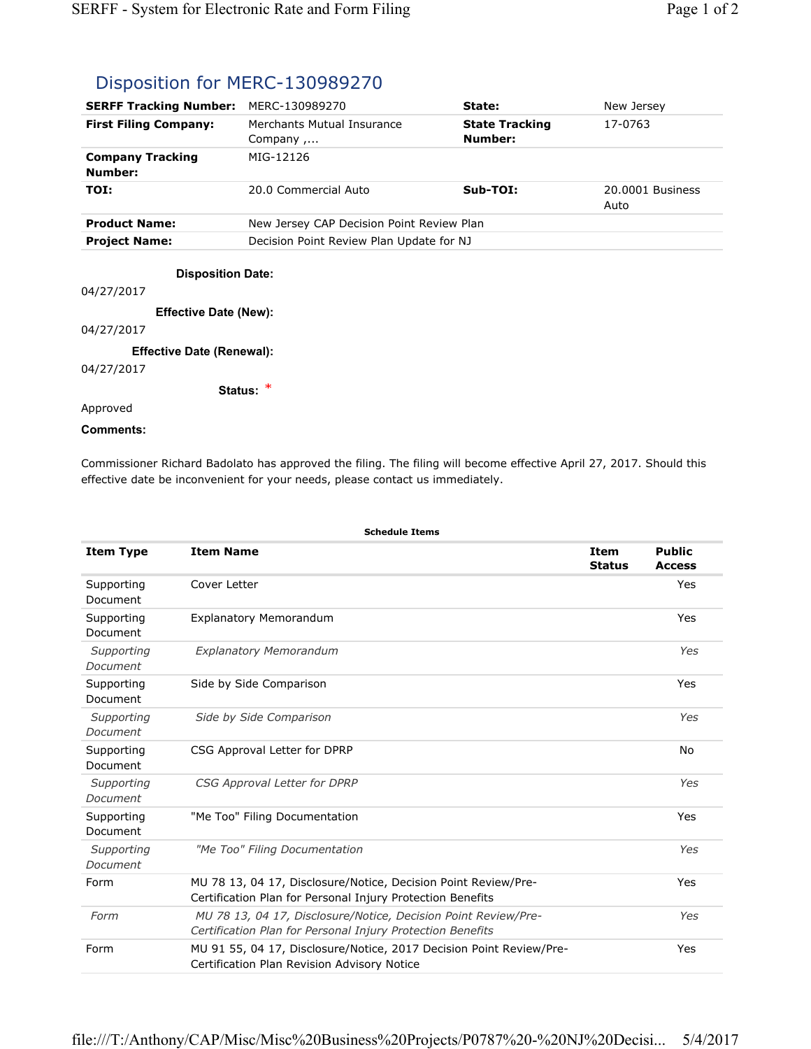# Disposition for MERC-130989270

| | | | |
|---|---|---|---|
| **SERFF Tracking Number:** | MERC-130989270 | **State:** | New Jersey |
| **First Filing Company:** | Merchants Mutual Insurance Company ,... | **State Tracking Number:** | 17-0763 |
| **Company Tracking Number:** | MIG-12126 | | |
| **TOI:** | 20.0 Commercial Auto | **Sub-TOI:** | 20.0001 Business Auto |
| **Product Name:** | New Jersey CAP Decision Point Review Plan | | |
| **Project Name:** | Decision Point Review Plan Update for NJ | | |

**Disposition Date:**

04/27/2017

**Effective Date (New):**

04/27/2017

**Effective Date (Renewal):**

04/27/2017

**Status:** *

Approved

**Comments:**

Commissioner Richard Badolato has approved the filing. The filing will become effective April 27, 2017. Should this effective date be inconvenient for your needs, please contact us immediately.

**Schedule Items**

| Item Type | Item Name | Item Status | Public Access |
|---|---|---|---|
| Supporting Document | Cover Letter | | Yes |
| Supporting Document | Explanatory Memorandum | | Yes |
| *Supporting Document* | *Explanatory Memorandum* | | *Yes* |
| Supporting Document | Side by Side Comparison | | Yes |
| *Supporting Document* | *Side by Side Comparison* | | *Yes* |
| Supporting Document | CSG Approval Letter for DPRP | | No |
| *Supporting Document* | *CSG Approval Letter for DPRP* | | *Yes* |
| Supporting Document | "Me Too" Filing Documentation | | Yes |
| *Supporting Document* | *"Me Too" Filing Documentation* | | *Yes* |
| Form | MU 78 13, 04 17, Disclosure/Notice, Decision Point Review/Pre-Certification Plan for Personal Injury Protection Benefits | | Yes |
| *Form* | *MU 78 13, 04 17, Disclosure/Notice, Decision Point Review/Pre-Certification Plan for Personal Injury Protection Benefits* | | *Yes* |
| Form | MU 91 55, 04 17, Disclosure/Notice, 2017 Decision Point Review/Pre-Certification Plan Revision Advisory Notice | | Yes |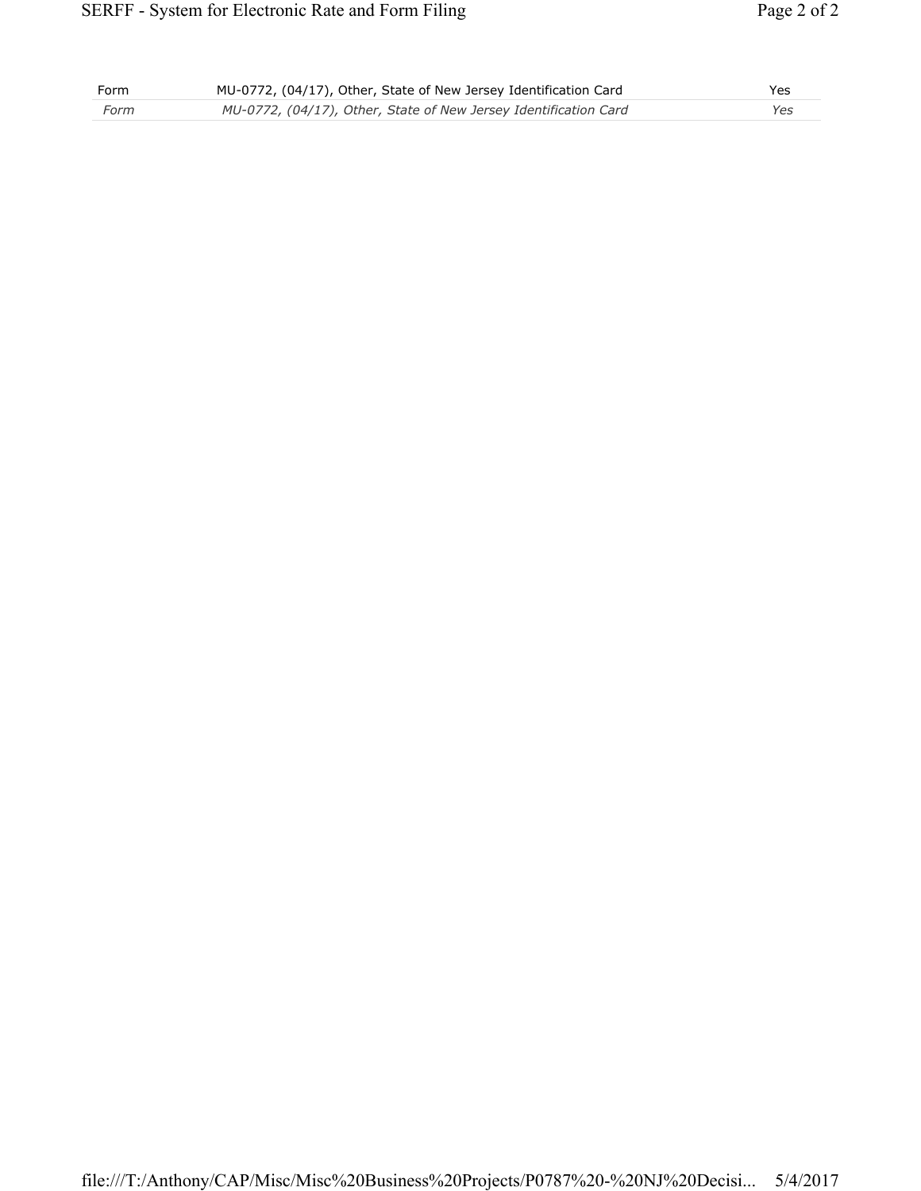| | | |
| --- | --- | --- |
| Form | MU-0772, (04/17), Other, State of New Jersey Identification Card | Yes |
| *Form* | *MU-0772, (04/17), Other, State of New Jersey Identification Card* | *Yes* |